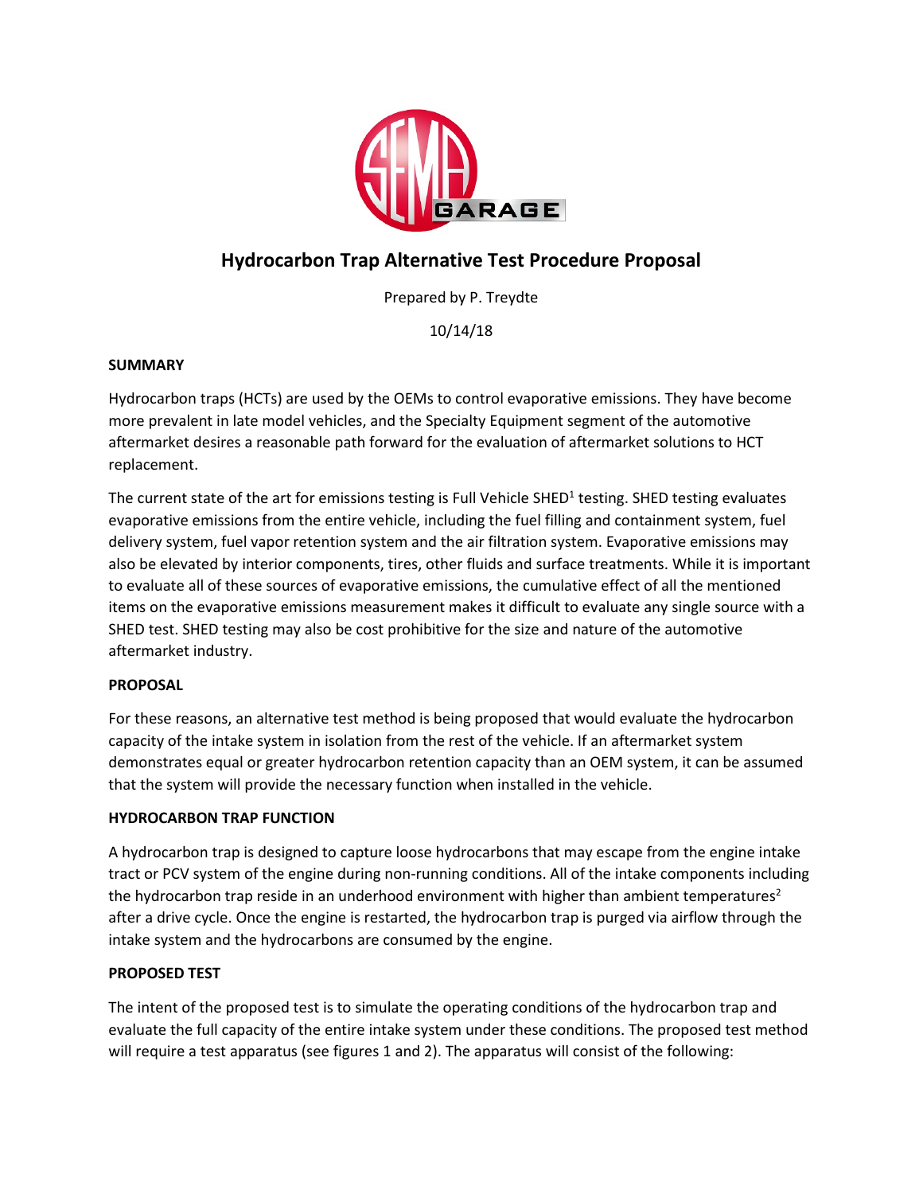# Hydrocarbon Trap Alternative Test Procedure Proposal

Prepared by P. Treydte

10/14/18

**SUMMARY**

Hydrocarbon traps (HCTs) are used by the OEMs to control evaporative emissions. They have become more prevalent in late model vehicles, and the Specialty Equipment segment of the automotive aftermarket desires a reasonable path forward for the evaluation of aftermarket solutions to HCT replacement.

The current state of the art for emissions testing is Full Vehicle SHED[1] testing. SHED testing evaluates evaporative emissions from the entire vehicle, including the fuel filling and containment system, fuel delivery system, fuel vapor retention system and the air filtration system. Evaporative emissions may also be elevated by interior components, tires, other fluids and surface treatments. While it is important to evaluate all of these sources of evaporative emissions, the cumulative effect of all the mentioned items on the evaporative emissions measurement makes it difficult to evaluate any single source with a SHED test. SHED testing may also be cost prohibitive for the size and nature of the automotive aftermarket industry.

**PROPOSAL**

For these reasons, an alternative test method is being proposed that would evaluate the hydrocarbon capacity of the intake system in isolation from the rest of the vehicle. If an aftermarket system demonstrates equal or greater hydrocarbon retention capacity than an OEM system, it can be assumed that the system will provide the necessary function when installed in the vehicle.

**HYDROCARBON TRAP FUNCTION**

A hydrocarbon trap is designed to capture loose hydrocarbons that may escape from the engine intake tract or PCV system of the engine during non-running conditions. All of the intake components including the hydrocarbon trap reside in an underhood environment with higher than ambient temperatures[2] after a drive cycle. Once the engine is restarted, the hydrocarbon trap is purged via airflow through the intake system and the hydrocarbons are consumed by the engine.

**PROPOSED TEST**

The intent of the proposed test is to simulate the operating conditions of the hydrocarbon trap and evaluate the full capacity of the entire intake system under these conditions. The proposed test method will require a test apparatus (see figures 1 and 2). The apparatus will consist of the following: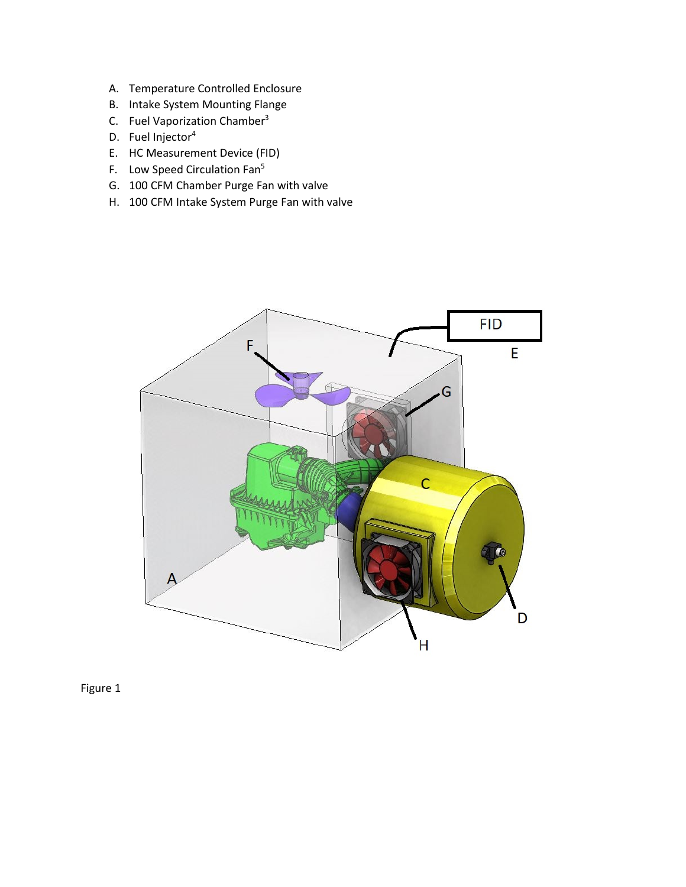A. Temperature Controlled Enclosure
B. Intake System Mounting Flange
C. Fuel Vaporization Chamber[3]
D. Fuel Injector[4]
E. HC Measurement Device (FID)
F. Low Speed Circulation Fan[5]
G. 100 CFM Chamber Purge Fan with valve
H. 100 CFM Intake System Purge Fan with valve

Figure 1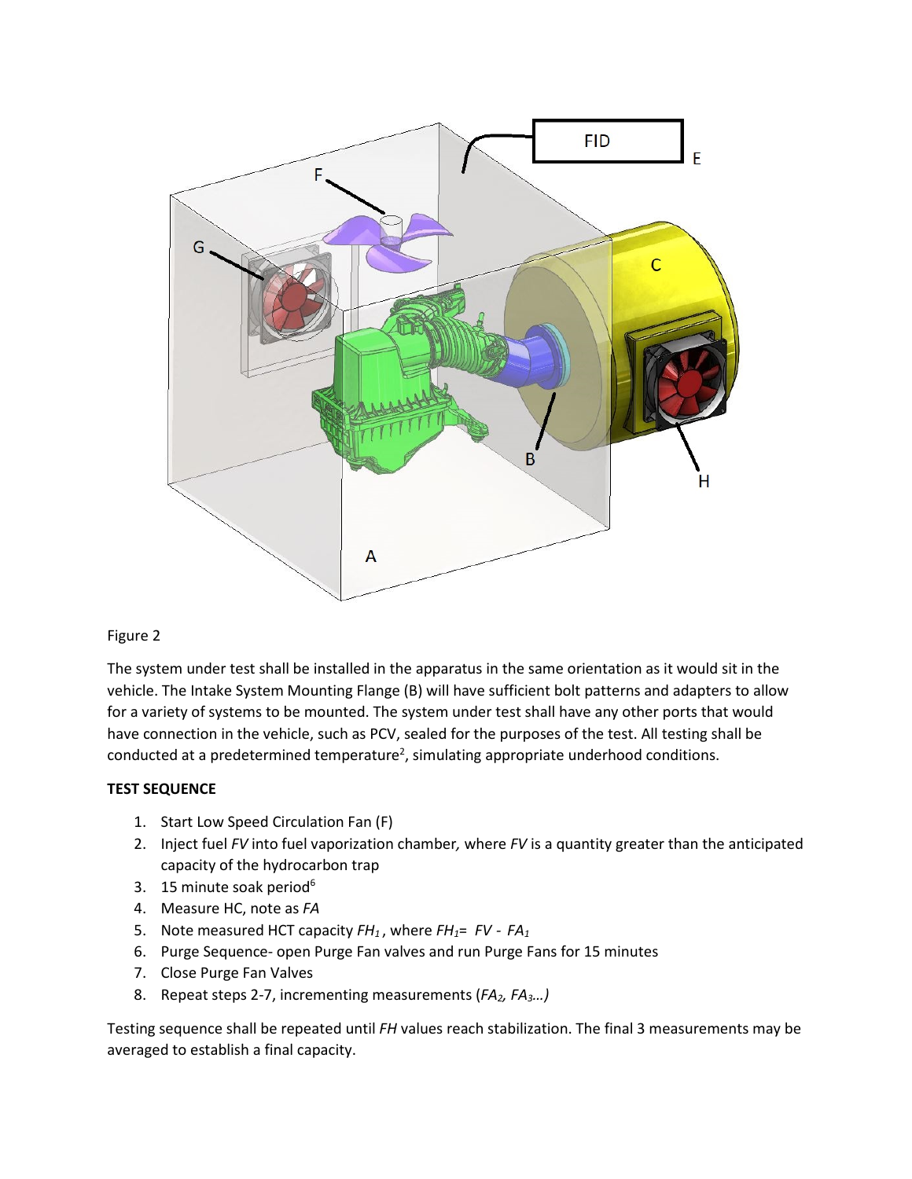Figure 2

The system under test shall be installed in the apparatus in the same orientation as it would sit in the vehicle. The Intake System Mounting Flange (B) will have sufficient bolt patterns and adapters to allow for a variety of systems to be mounted. The system under test shall have any other ports that would have connection in the vehicle, such as PCV, sealed for the purposes of the test. All testing shall be conducted at a predetermined temperature[2], simulating appropriate underhood conditions.

**TEST SEQUENCE**

1. Start Low Speed Circulation Fan (F)
2. Inject fuel *FV* into fuel vaporization chamber*,* where *FV* is a quantity greater than the anticipated capacity of the hydrocarbon trap
3. 15 minute soak period[6]
4. Measure HC, note as *FA*
5. Note measured HCT capacity $FH_1$, where $FH_1 = FV - FA_1$
6. Purge Sequence- open Purge Fan valves and run Purge Fans for 15 minutes
7. Close Purge Fan Valves
8. Repeat steps 2-7, incrementing measurements ($FA_2$, $FA_3$…)

Testing sequence shall be repeated until *FH* values reach stabilization. The final 3 measurements may be averaged to establish a final capacity.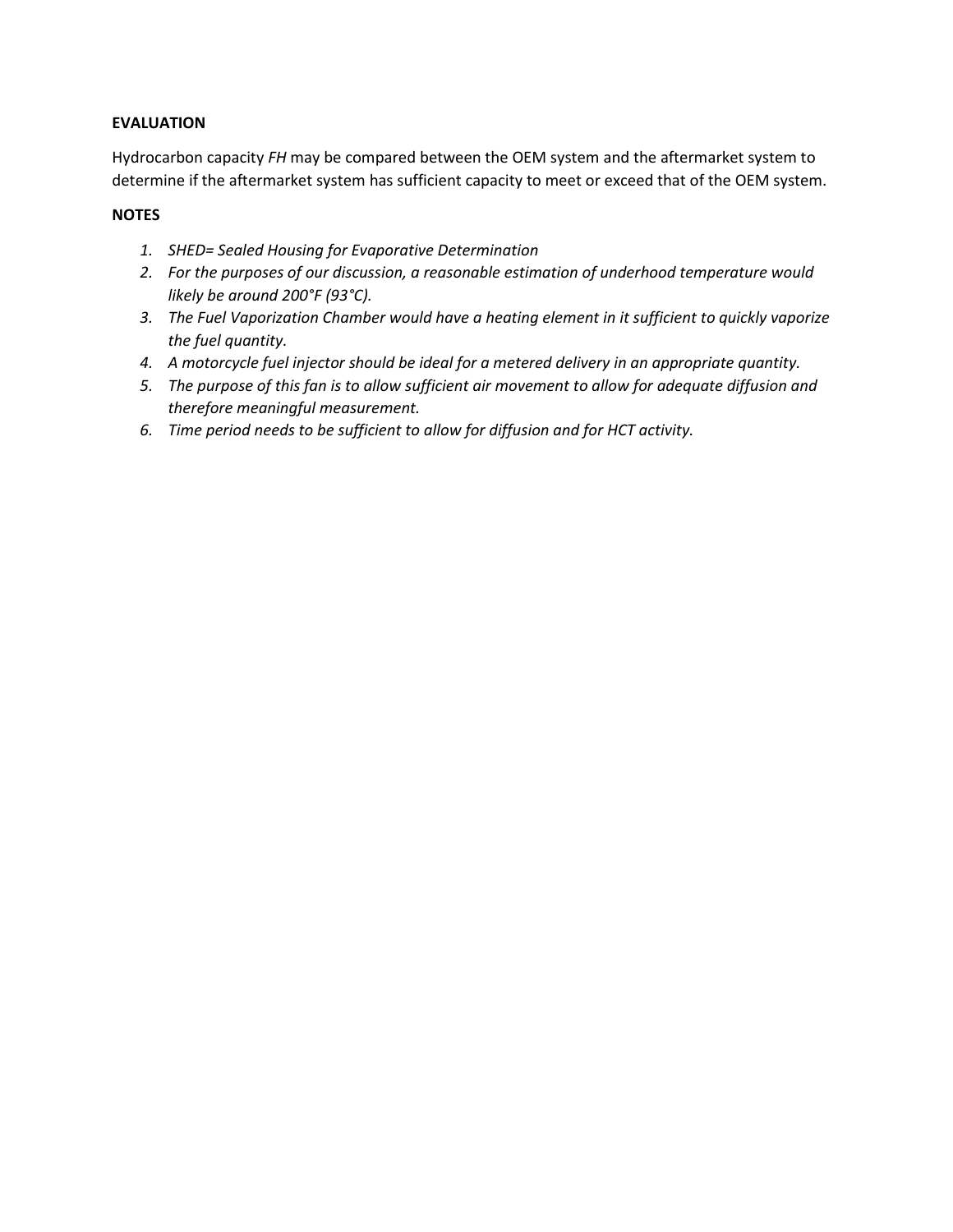**EVALUATION**

Hydrocarbon capacity *FH* may be compared between the OEM system and the aftermarket system to determine if the aftermarket system has sufficient capacity to meet or exceed that of the OEM system.

**NOTES**

1. *SHED= Sealed Housing for Evaporative Determination*
2. *For the purposes of our discussion, a reasonable estimation of underhood temperature would likely be around 200°F (93°C).*
3. *The Fuel Vaporization Chamber would have a heating element in it sufficient to quickly vaporize the fuel quantity.*
4. *A motorcycle fuel injector should be ideal for a metered delivery in an appropriate quantity.*
5. *The purpose of this fan is to allow sufficient air movement to allow for adequate diffusion and therefore meaningful measurement.*
6. *Time period needs to be sufficient to allow for diffusion and for HCT activity.*